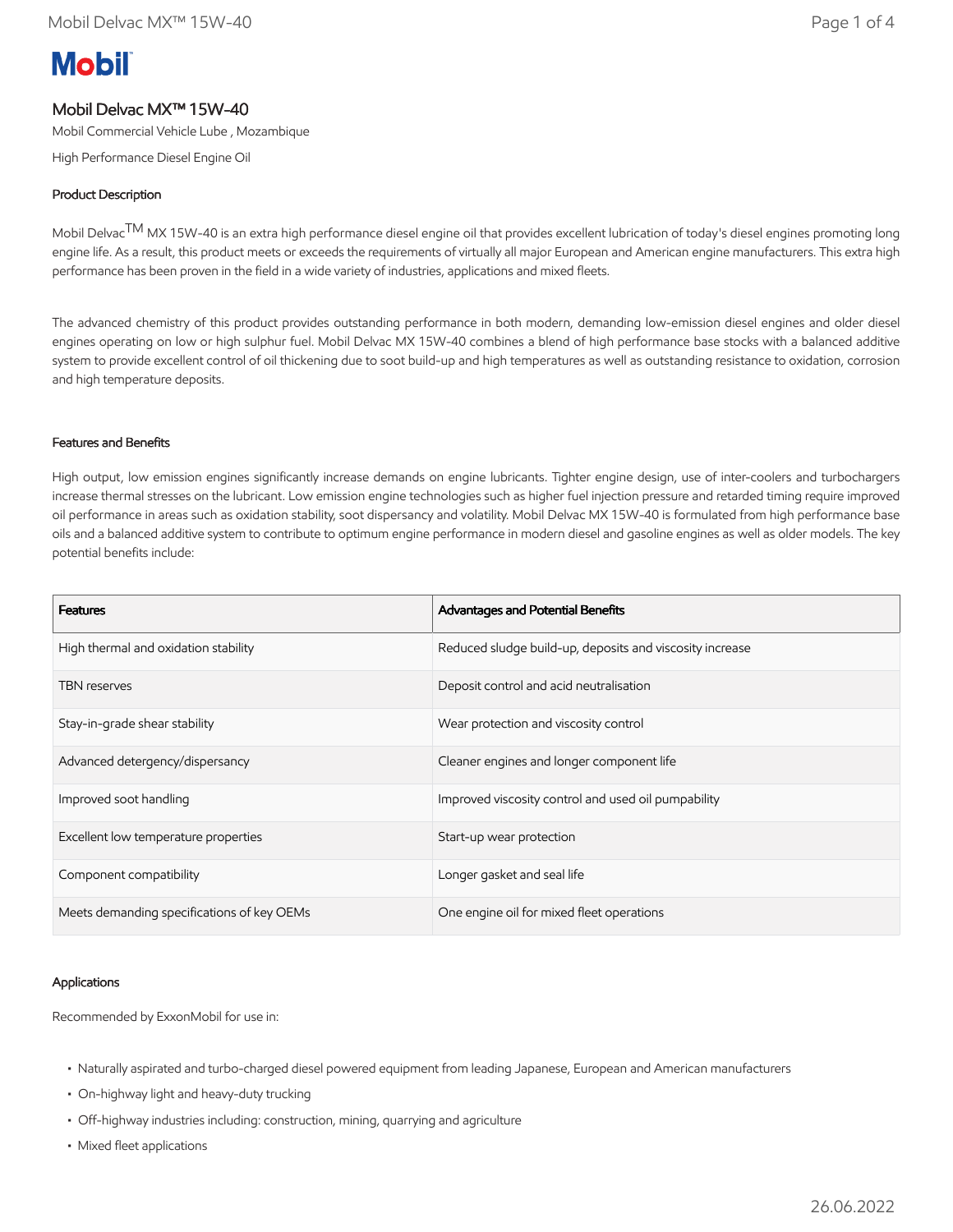# Mobil Delvac MX™ 15W-40

Mobil Commercial Vehicle Lube , Mozambique

High Performance Diesel Engine Oil

## Product Description

Mobil Delvac$^{TM}$ MX 15W-40 is an extra high performance diesel engine oil that provides excellent lubrication of today's diesel engines promoting long engine life. As a result, this product meets or exceeds the requirements of virtually all major European and American engine manufacturers. This extra high performance has been proven in the field in a wide variety of industries, applications and mixed fleets.

The advanced chemistry of this product provides outstanding performance in both modern, demanding low-emission diesel engines and older diesel engines operating on low or high sulphur fuel. Mobil Delvac MX 15W-40 combines a blend of high performance base stocks with a balanced additive system to provide excellent control of oil thickening due to soot build-up and high temperatures as well as outstanding resistance to oxidation, corrosion and high temperature deposits.

## Features and Benefits

High output, low emission engines significantly increase demands on engine lubricants. Tighter engine design, use of inter-coolers and turbochargers increase thermal stresses on the lubricant. Low emission engine technologies such as higher fuel injection pressure and retarded timing require improved oil performance in areas such as oxidation stability, soot dispersancy and volatility. Mobil Delvac MX 15W-40 is formulated from high performance base oils and a balanced additive system to contribute to optimum engine performance in modern diesel and gasoline engines as well as older models. The key potential benefits include:

| Features | Advantages and Potential Benefits |
|---|---|
| High thermal and oxidation stability | Reduced sludge build-up, deposits and viscosity increase |
| TBN reserves | Deposit control and acid neutralisation |
| Stay-in-grade shear stability | Wear protection and viscosity control |
| Advanced detergency/dispersancy | Cleaner engines and longer component life |
| Improved soot handling | Improved viscosity control and used oil pumpability |
| Excellent low temperature properties | Start-up wear protection |
| Component compatibility | Longer gasket and seal life |
| Meets demanding specifications of key OEMs | One engine oil for mixed fleet operations |

## Applications

Recommended by ExxonMobil for use in:

- Naturally aspirated and turbo-charged diesel powered equipment from leading Japanese, European and American manufacturers
- On-highway light and heavy-duty trucking
- Off-highway industries including: construction, mining, quarrying and agriculture
- Mixed fleet applications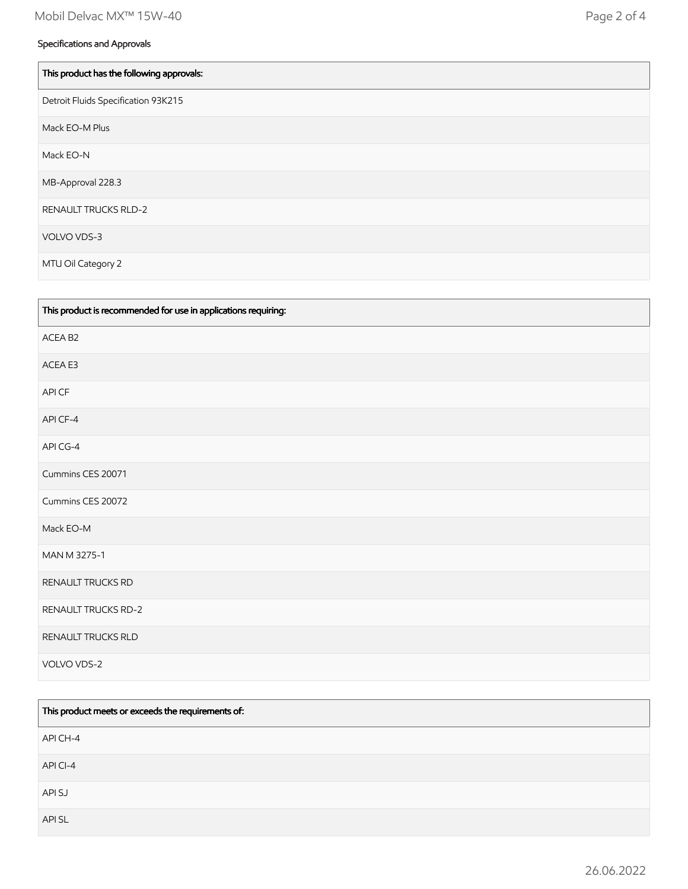## Specifications and Approvals

| This product has the following approvals: |
|---|
| Detroit Fluids Specification 93K215 |
| Mack EO-M Plus |
| Mack EO-N |
| MB-Approval 228.3 |
| RENAULT TRUCKS RLD-2 |
| VOLVO VDS-3 |
| MTU Oil Category 2 |

| This product is recommended for use in applications requiring: |
|---|
| ACEA B2 |
| ACEA E3 |
| API CF |
| API CF-4 |
| API CG-4 |
| Cummins CES 20071 |
| Cummins CES 20072 |
| Mack EO-M |
| MAN M 3275-1 |
| RENAULT TRUCKS RD |
| RENAULT TRUCKS RD-2 |
| RENAULT TRUCKS RLD |
| VOLVO VDS-2 |

| This product meets or exceeds the requirements of: |
|---|
| API CH-4 |
| API CI-4 |
| API SJ |
| API SL |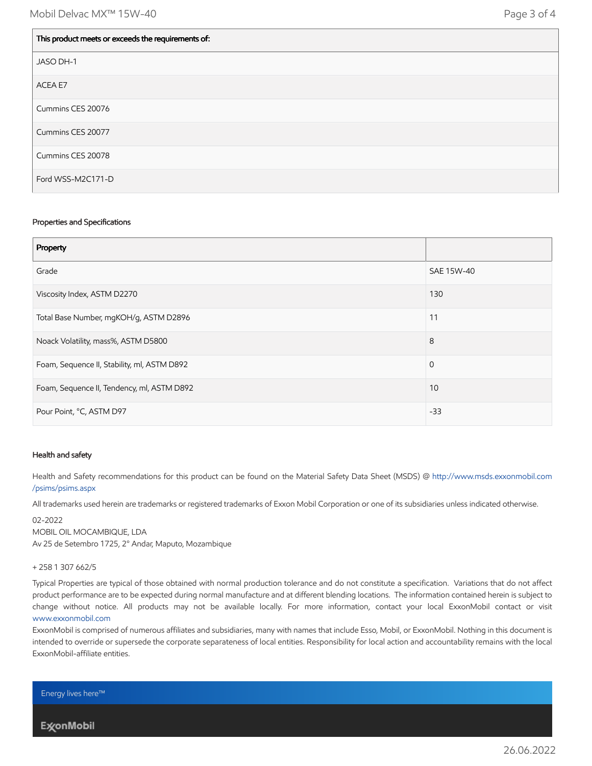| This product meets or exceeds the requirements of: |
| --- |
| JASO DH-1 |
| ACEA E7 |
| Cummins CES 20076 |
| Cummins CES 20077 |
| Cummins CES 20078 |
| Ford WSS-M2C171-D |

### Properties and Specifications

| Property | |
| --- | --- |
| Grade | SAE 15W-40 |
| Viscosity Index, ASTM D2270 | 130 |
| Total Base Number, mgKOH/g, ASTM D2896 | 11 |
| Noack Volatility, mass%, ASTM D5800 | 8 |
| Foam, Sequence II, Stability, ml, ASTM D892 | 0 |
| Foam, Sequence II, Tendency, ml, ASTM D892 | 10 |
| Pour Point, °C, ASTM D97 | -33 |

### Health and safety

Health and Safety recommendations for this product can be found on the Material Safety Data Sheet (MSDS) @ http://www.msds.exxonmobil.com/psims/psims.aspx

All trademarks used herein are trademarks or registered trademarks of Exxon Mobil Corporation or one of its subsidiaries unless indicated otherwise.

02-2022
MOBIL OIL MOCAMBIQUE, LDA
Av 25 de Setembro 1725, 2° Andar, Maputo, Mozambique

+ 258 1 307 662/5

Typical Properties are typical of those obtained with normal production tolerance and do not constitute a specification. Variations that do not affect product performance are to be expected during normal manufacture and at different blending locations. The information contained herein is subject to change without notice. All products may not be available locally. For more information, contact your local ExxonMobil contact or visit www.exxonmobil.com

ExxonMobil is comprised of numerous affiliates and subsidiaries, many with names that include Esso, Mobil, or ExxonMobil. Nothing in this document is intended to override or supersede the corporate separateness of local entities. Responsibility for local action and accountability remains with the local ExxonMobil-affiliate entities.

Energy lives here™

ExxonMobil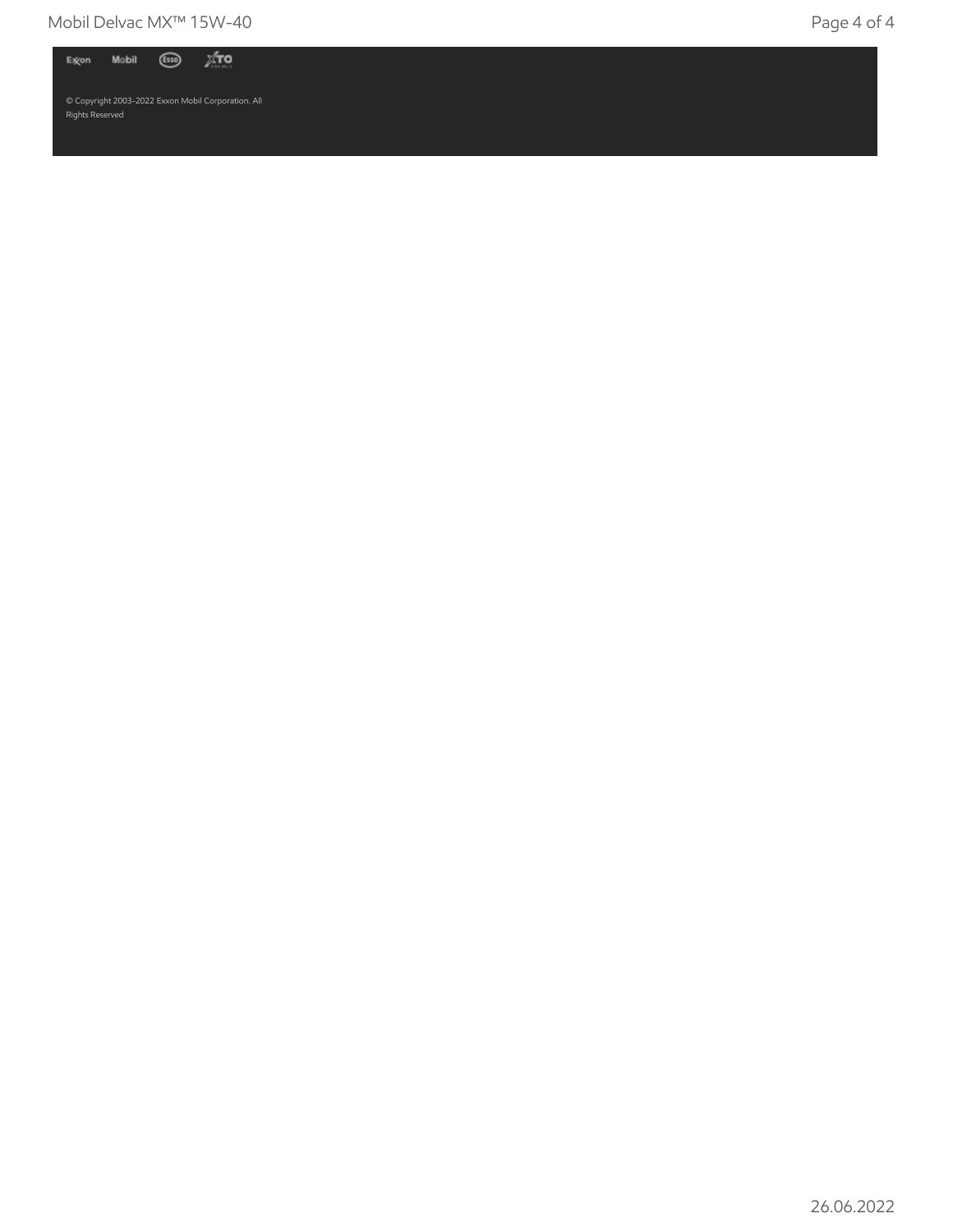Exxon Mobil Esso XTO

© Copyright 2003-2022 Exxon Mobil Corporation. All Rights Reserved

26.06.2022